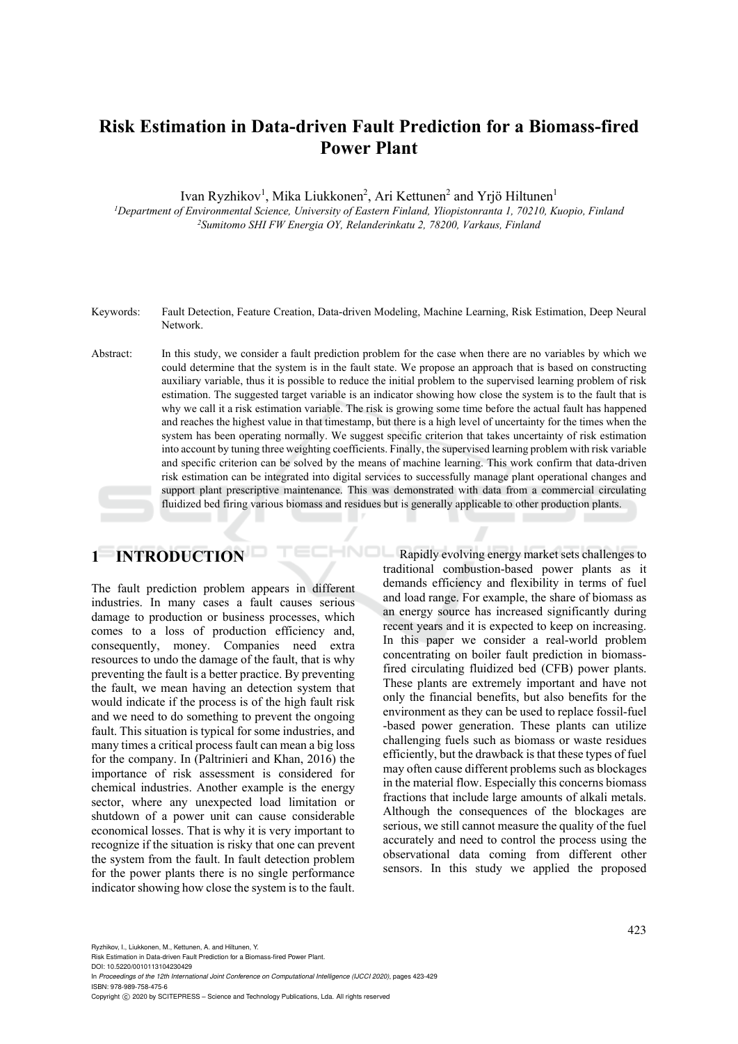# Risk Estimation in Data-driven Fault Prediction for a Biomass-fired Power Plant

Ivan Ryzhikov[1], Mika Liukkonen[2], Ari Kettunen[2] and Yrjö Hiltunen[1]

[1]Department of Environmental Science, University of Eastern Finland, Yliopistonranta 1, 70210, Kuopio, Finland
[2]Sumitomo SHI FW Energia OY, Relanderinkatu 2, 78200, Varkaus, Finland

Keywords: Fault Detection, Feature Creation, Data-driven Modeling, Machine Learning, Risk Estimation, Deep Neural Network.

Abstract: In this study, we consider a fault prediction problem for the case when there are no variables by which we could determine that the system is in the fault state. We propose an approach that is based on constructing auxiliary variable, thus it is possible to reduce the initial problem to the supervised learning problem of risk estimation. The suggested target variable is an indicator showing how close the system is to the fault that is why we call it a risk estimation variable. The risk is growing some time before the actual fault has happened and reaches the highest value in that timestamp, but there is a high level of uncertainty for the times when the system has been operating normally. We suggest specific criterion that takes uncertainty of risk estimation into account by tuning three weighting coefficients. Finally, the supervised learning problem with risk variable and specific criterion can be solved by the means of machine learning. This work confirm that data-driven risk estimation can be integrated into digital services to successfully manage plant operational changes and support plant prescriptive maintenance. This was demonstrated with data from a commercial circulating fluidized bed firing various biomass and residues but is generally applicable to other production plants.

## 1 INTRODUCTION

The fault prediction problem appears in different industries. In many cases a fault causes serious damage to production or business processes, which comes to a loss of production efficiency and, consequently, money. Companies need extra resources to undo the damage of the fault, that is why preventing the fault is a better practice. By preventing the fault, we mean having an detection system that would indicate if the process is of the high fault risk and we need to do something to prevent the ongoing fault. This situation is typical for some industries, and many times a critical process fault can mean a big loss for the company. In (Paltrinieri and Khan, 2016) the importance of risk assessment is considered for chemical industries. Another example is the energy sector, where any unexpected load limitation or shutdown of a power unit can cause considerable economical losses. That is why it is very important to recognize if the situation is risky that one can prevent the system from the fault. In fault detection problem for the power plants there is no single performance indicator showing how close the system is to the fault.

Rapidly evolving energy market sets challenges to traditional combustion-based power plants as it demands efficiency and flexibility in terms of fuel and load range. For example, the share of biomass as an energy source has increased significantly during recent years and it is expected to keep on increasing. In this paper we consider a real-world problem concentrating on boiler fault prediction in biomass-fired circulating fluidized bed (CFB) power plants. These plants are extremely important and have not only the financial benefits, but also benefits for the environment as they can be used to replace fossil-fuel -based power generation. These plants can utilize challenging fuels such as biomass or waste residues efficiently, but the drawback is that these types of fuel may often cause different problems such as blockages in the material flow. Especially this concerns biomass fractions that include large amounts of alkali metals. Although the consequences of the blockages are serious, we still cannot measure the quality of the fuel accurately and need to control the process using the observational data coming from different other sensors. In this study we applied the proposed

Ryzhikov, I., Liukkonen, M., Kettunen, A. and Hiltunen, Y.
Risk Estimation in Data-driven Fault Prediction for a Biomass-fired Power Plant.
DOI: 10.5220/0010113104230429
In *Proceedings of the 12th International Joint Conference on Computational Intelligence (IJCCI 2020)*, pages 423-429
ISBN: 978-989-758-475-6
Copyright © 2020 by SCITEPRESS – Science and Technology Publications, Lda. All rights reserved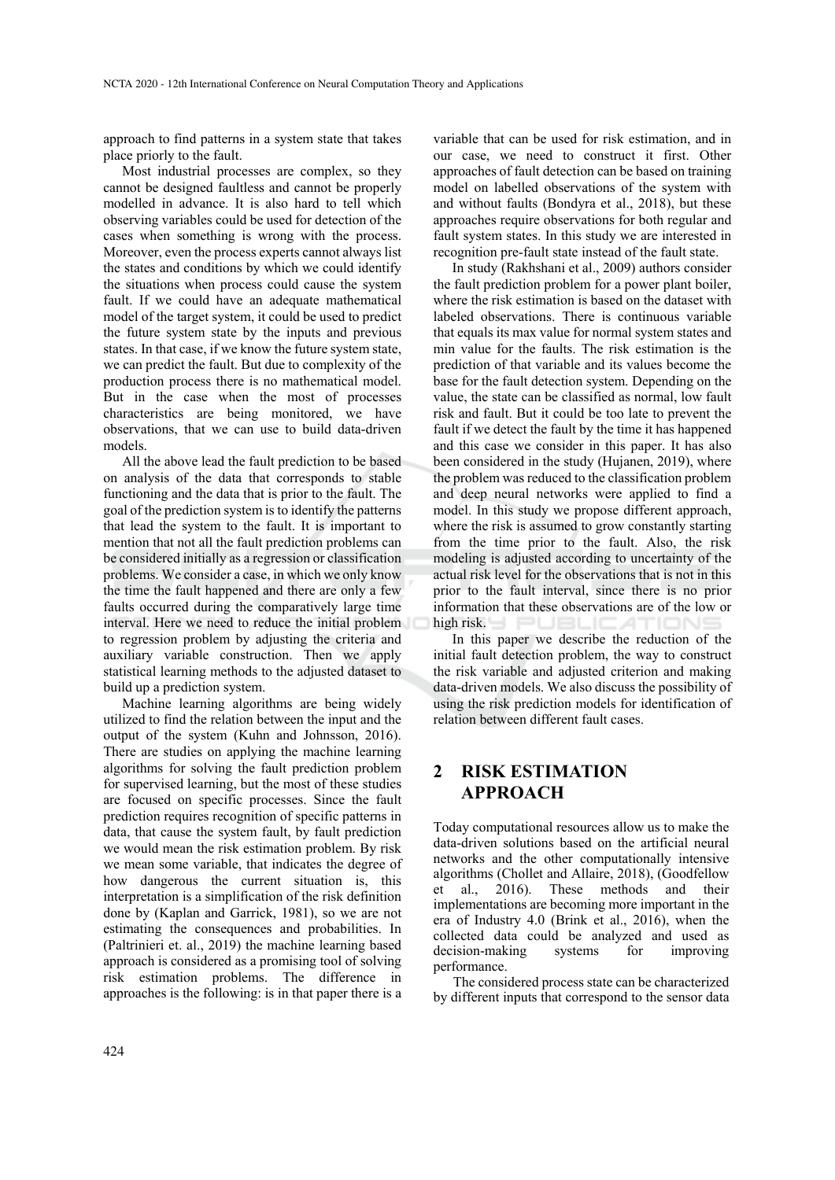approach to find patterns in a system state that takes place priorly to the fault.

Most industrial processes are complex, so they cannot be designed faultless and cannot be properly modelled in advance. It is also hard to tell which observing variables could be used for detection of the cases when something is wrong with the process. Moreover, even the process experts cannot always list the states and conditions by which we could identify the situations when process could cause the system fault. If we could have an adequate mathematical model of the target system, it could be used to predict the future system state by the inputs and previous states. In that case, if we know the future system state, we can predict the fault. But due to complexity of the production process there is no mathematical model. But in the case when the most of processes characteristics are being monitored, we have observations, that we can use to build data-driven models.

All the above lead the fault prediction to be based on analysis of the data that corresponds to stable functioning and the data that is prior to the fault. The goal of the prediction system is to identify the patterns that lead the system to the fault. It is important to mention that not all the fault prediction problems can be considered initially as a regression or classification problems. We consider a case, in which we only know the time the fault happened and there are only a few faults occurred during the comparatively large time interval. Here we need to reduce the initial problem to regression problem by adjusting the criteria and auxiliary variable construction. Then we apply statistical learning methods to the adjusted dataset to build up a prediction system.

Machine learning algorithms are being widely utilized to find the relation between the input and the output of the system (Kuhn and Johnsson, 2016). There are studies on applying the machine learning algorithms for solving the fault prediction problem for supervised learning, but the most of these studies are focused on specific processes. Since the fault prediction requires recognition of specific patterns in data, that cause the system fault, by fault prediction we would mean the risk estimation problem. By risk we mean some variable, that indicates the degree of how dangerous the current situation is, this interpretation is a simplification of the risk definition done by (Kaplan and Garrick, 1981), so we are not estimating the consequences and probabilities. In (Paltrinieri et. al., 2019) the machine learning based approach is considered as a promising tool of solving risk estimation problems. The difference in approaches is the following: is in that paper there is a variable that can be used for risk estimation, and in our case, we need to construct it first. Other approaches of fault detection can be based on training model on labelled observations of the system with and without faults (Bondyra et al., 2018), but these approaches require observations for both regular and fault system states. In this study we are interested in recognition pre-fault state instead of the fault state.

In study (Rakhshani et al., 2009) authors consider the fault prediction problem for a power plant boiler, where the risk estimation is based on the dataset with labeled observations. There is continuous variable that equals its max value for normal system states and min value for the faults. The risk estimation is the prediction of that variable and its values become the base for the fault detection system. Depending on the value, the state can be classified as normal, low fault risk and fault. But it could be too late to prevent the fault if we detect the fault by the time it has happened and this case we consider in this paper. It has also been considered in the study (Hujanen, 2019), where the problem was reduced to the classification problem and deep neural networks were applied to find a model. In this study we propose different approach, where the risk is assumed to grow constantly starting from the time prior to the fault. Also, the risk modeling is adjusted according to uncertainty of the actual risk level for the observations that is not in this prior to the fault interval, since there is no prior information that these observations are of the low or high risk.

In this paper we describe the reduction of the initial fault detection problem, the way to construct the risk variable and adjusted criterion and making data-driven models. We also discuss the possibility of using the risk prediction models for identification of relation between different fault cases.

## 2 RISK ESTIMATION APPROACH

Today computational resources allow us to make the data-driven solutions based on the artificial neural networks and the other computationally intensive algorithms (Chollet and Allaire, 2018), (Goodfellow et al., 2016). These methods and their implementations are becoming more important in the era of Industry 4.0 (Brink et al., 2016), when the collected data could be analyzed and used as decision-making systems for improving performance.

The considered process state can be characterized by different inputs that correspond to the sensor data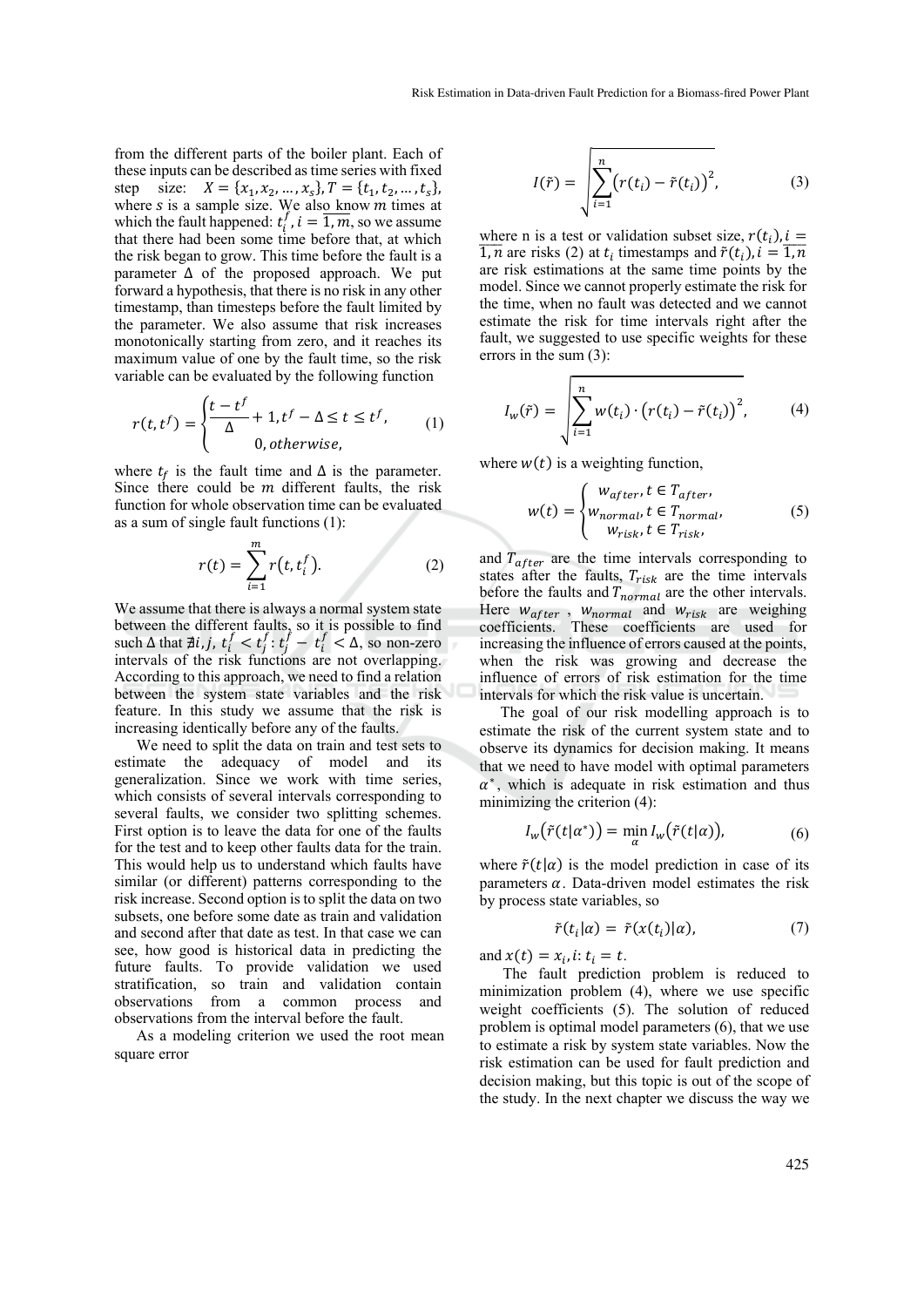from the different parts of the boiler plant. Each of these inputs can be described as time series with fixed step size: $X = \{x_1, x_2, \dots, x_s\}, T = \{t_1, t_2, \dots, t_s\}$, where $s$ is a sample size. We also know $m$ times at which the fault happened: $t_i^f, i = \overline{1, m}$, so we assume that there had been some time before that, at which the risk began to grow. This time before the fault is a parameter $\Delta$ of the proposed approach. We put forward a hypothesis, that there is no risk in any other timestamp, than timesteps before the fault limited by the parameter. We also assume that risk increases monotonically starting from zero, and it reaches its maximum value of one by the fault time, so the risk variable can be evaluated by the following function

$$r(t, t^f) = \begin{cases} \frac{t - t^f}{\Delta} + 1, t^f - \Delta \leq t \leq t^f, \\ 0, otherwise, \end{cases} \tag{1}$$

where $t_f$ is the fault time and $\Delta$ is the parameter. Since there could be $m$ different faults, the risk function for whole observation time can be evaluated as a sum of single fault functions (1):

$$r(t) = \sum_{i=1}^{m} r(t, t_i^f). \tag{2}$$

We assume that there is always a normal system state between the different faults, so it is possible to find such $\Delta$ that $\nexists i, j,\ t_i^f < t_j^f : t_j^f - t_i^f < \Delta$, so non-zero intervals of the risk functions are not overlapping. According to this approach, we need to find a relation between the system state variables and the risk feature. In this study we assume that the risk is increasing identically before any of the faults.

We need to split the data on train and test sets to estimate the adequacy of model and its generalization. Since we work with time series, which consists of several intervals corresponding to several faults, we consider two splitting schemes. First option is to leave the data for one of the faults for the test and to keep other faults data for the train. This would help us to understand which faults have similar (or different) patterns corresponding to the risk increase. Second option is to split the data on two subsets, one before some date as train and validation and second after that date as test. In that case we can see, how good is historical data in predicting the future faults. To provide validation we used stratification, so train and validation contain observations from a common process and observations from the interval before the fault.

As a modeling criterion we used the root mean square error

$$I(\tilde{r}) = \sqrt{\sum_{i=1}^{n} \left(r(t_i) - \tilde{r}(t_i)\right)^2}, \tag{3}$$

where n is a test or validation subset size, $r(t_i), i = \overline{1, n}$ are risks (2) at $t_i$ timestamps and $\tilde{r}(t_i), i = \overline{1, n}$ are risk estimations at the same time points by the model. Since we cannot properly estimate the risk for the time, when no fault was detected and we cannot estimate the risk for time intervals right after the fault, we suggested to use specific weights for these errors in the sum (3):

$$I_w(\tilde{r}) = \sqrt{\sum_{i=1}^{n} w(t_i) \cdot \left(r(t_i) - \tilde{r}(t_i)\right)^2}, \tag{4}$$

where $w(t)$ is a weighting function,

$$w(t) = \begin{cases} w_{after}, t \in T_{after}, \\ w_{normal}, t \in T_{normal}, \\ w_{risk}, t \in T_{risk}, \end{cases} \tag{5}$$

and $T_{after}$ are the time intervals corresponding to states after the faults, $T_{risk}$ are the time intervals before the faults and $T_{normal}$ are the other intervals. Here $w_{after}$, $w_{normal}$ and $w_{risk}$ are weighing coefficients. These coefficients are used for increasing the influence of errors caused at the points, when the risk was growing and decrease the influence of errors of risk estimation for the time intervals for which the risk value is uncertain.

The goal of our risk modelling approach is to estimate the risk of the current system state and to observe its dynamics for decision making. It means that we need to have model with optimal parameters $\alpha^*$, which is adequate in risk estimation and thus minimizing the criterion (4):

$$I_w\left(\tilde{r}(t|\alpha^*)\right) = \min_{\alpha} I_w\left(\tilde{r}(t|\alpha)\right), \tag{6}$$

where $\tilde{r}(t|\alpha)$ is the model prediction in case of its parameters $\alpha$. Data-driven model estimates the risk by process state variables, so

$$\tilde{r}(t_i|\alpha) = \tilde{r}(x(t_i)|\alpha), \tag{7}$$

and $x(t) = x_i, i: t_i = t$.

The fault prediction problem is reduced to minimization problem (4), where we use specific weight coefficients (5). The solution of reduced problem is optimal model parameters (6), that we use to estimate a risk by system state variables. Now the risk estimation can be used for fault prediction and decision making, but this topic is out of the scope of the study. In the next chapter we discuss the way we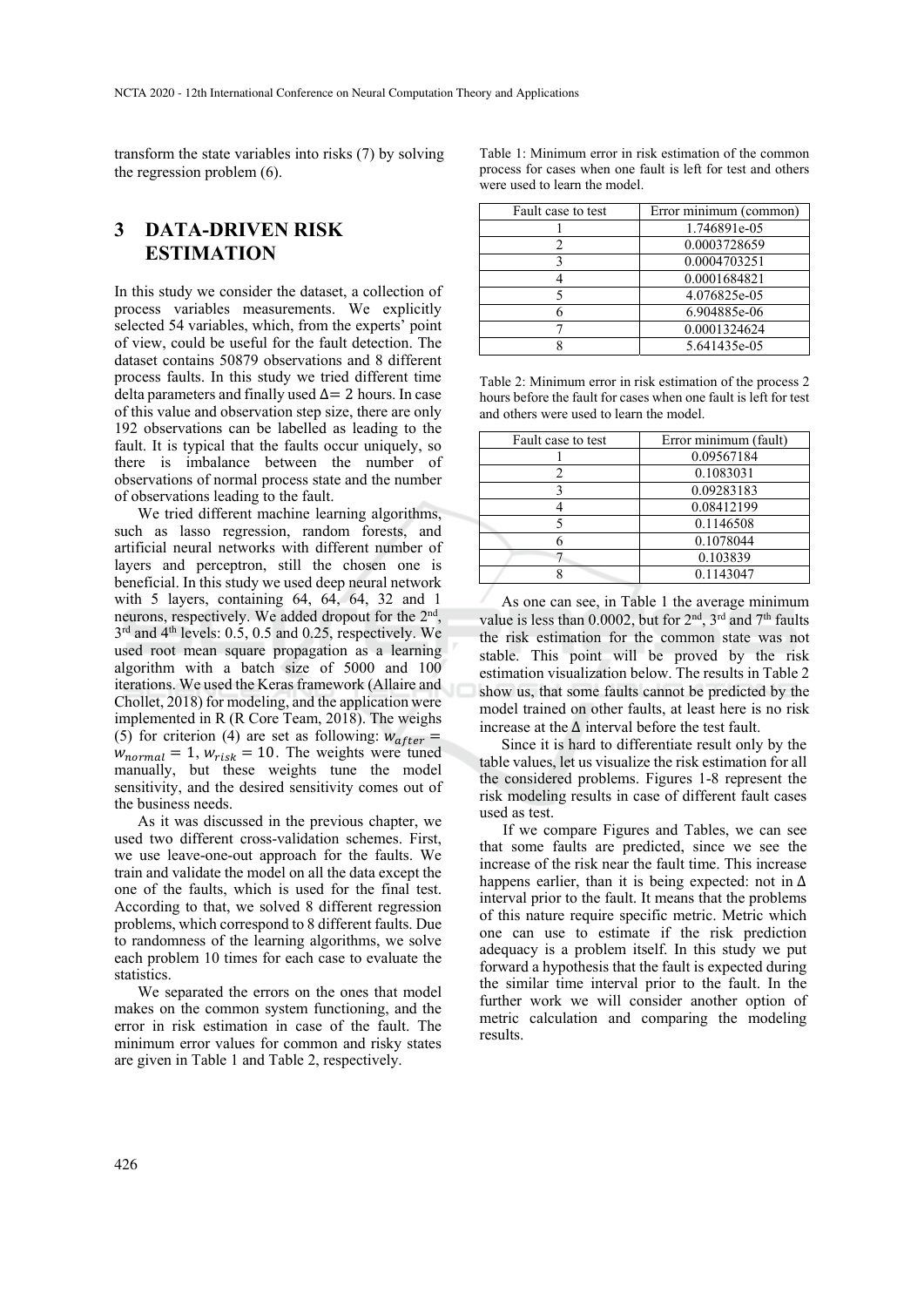transform the state variables into risks (7) by solving the regression problem (6).

## 3 DATA-DRIVEN RISK ESTIMATION

In this study we consider the dataset, a collection of process variables measurements. We explicitly selected 54 variables, which, from the experts' point of view, could be useful for the fault detection. The dataset contains 50879 observations and 8 different process faults. In this study we tried different time delta parameters and finally used $\Delta = 2$ hours. In case of this value and observation step size, there are only 192 observations can be labelled as leading to the fault. It is typical that the faults occur uniquely, so there is imbalance between the number of observations of normal process state and the number of observations leading to the fault.

We tried different machine learning algorithms, such as lasso regression, random forests, and artificial neural networks with different number of layers and perceptron, still the chosen one is beneficial. In this study we used deep neural network with 5 layers, containing 64, 64, 64, 32 and 1 neurons, respectively. We added dropout for the 2nd, 3rd and 4th levels: 0.5, 0.5 and 0.25, respectively. We used root mean square propagation as a learning algorithm with a batch size of 5000 and 100 iterations. We used the Keras framework (Allaire and Chollet, 2018) for modeling, and the application were implemented in R (R Core Team, 2018). The weighs (5) for criterion (4) are set as following: $w_{after} = w_{normal} = 1$, $w_{risk} = 10$. The weights were tuned manually, but these weights tune the model sensitivity, and the desired sensitivity comes out of the business needs.

As it was discussed in the previous chapter, we used two different cross-validation schemes. First, we use leave-one-out approach for the faults. We train and validate the model on all the data except the one of the faults, which is used for the final test. According to that, we solved 8 different regression problems, which correspond to 8 different faults. Due to randomness of the learning algorithms, we solve each problem 10 times for each case to evaluate the statistics.

We separated the errors on the ones that model makes on the common system functioning, and the error in risk estimation in case of the fault. The minimum error values for common and risky states are given in Table 1 and Table 2, respectively.

Table 1: Minimum error in risk estimation of the common process for cases when one fault is left for test and others were used to learn the model.

| Fault case to test | Error minimum (common) |
|---|---|
| 1 | 1.746891e-05 |
| 2 | 0.0003728659 |
| 3 | 0.0004703251 |
| 4 | 0.0001684821 |
| 5 | 4.076825e-05 |
| 6 | 6.904885e-06 |
| 7 | 0.0001324624 |
| 8 | 5.641435e-05 |

Table 2: Minimum error in risk estimation of the process 2 hours before the fault for cases when one fault is left for test and others were used to learn the model.

| Fault case to test | Error minimum (fault) |
|---|---|
| 1 | 0.09567184 |
| 2 | 0.1083031 |
| 3 | 0.09283183 |
| 4 | 0.08412199 |
| 5 | 0.1146508 |
| 6 | 0.1078044 |
| 7 | 0.103839 |
| 8 | 0.1143047 |

As one can see, in Table 1 the average minimum value is less than 0.0002, but for 2nd, 3rd and 7th faults the risk estimation for the common state was not stable. This point will be proved by the risk estimation visualization below. The results in Table 2 show us, that some faults cannot be predicted by the model trained on other faults, at least here is no risk increase at the $\Delta$ interval before the test fault.

Since it is hard to differentiate result only by the table values, let us visualize the risk estimation for all the considered problems. Figures 1-8 represent the risk modeling results in case of different fault cases used as test.

If we compare Figures and Tables, we can see that some faults are predicted, since we see the increase of the risk near the fault time. This increase happens earlier, than it is being expected: not in $\Delta$ interval prior to the fault. It means that the problems of this nature require specific metric. Metric which one can use to estimate if the risk prediction adequacy is a problem itself. In this study we put forward a hypothesis that the fault is expected during the similar time interval prior to the fault. In the further work we will consider another option of metric calculation and comparing the modeling results.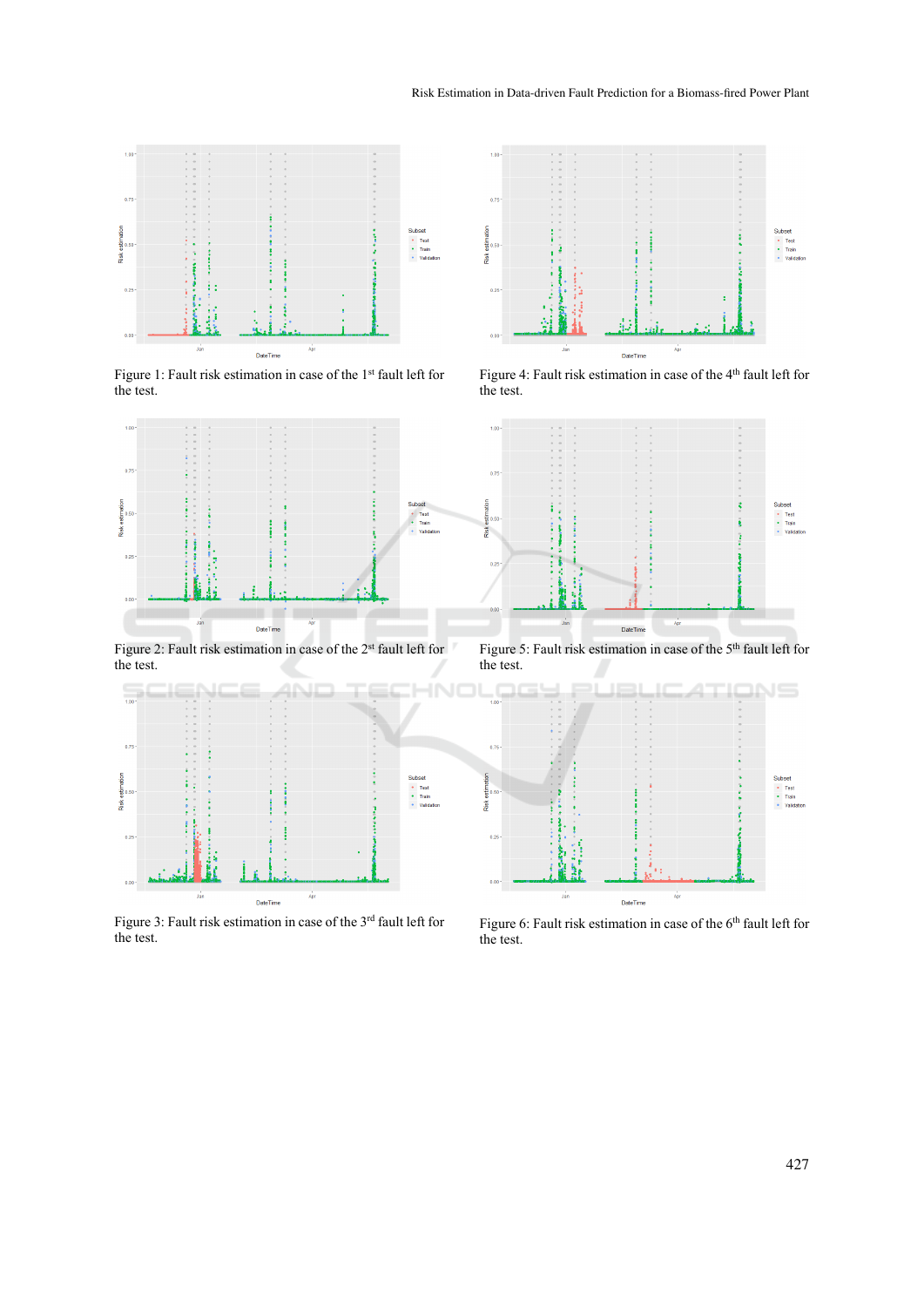Figure 1: Fault risk estimation in case of the 1st fault left for the test.

Figure 2: Fault risk estimation in case of the 2nd fault left for the test.

Figure 3: Fault risk estimation in case of the 3rd fault left for the test.

Figure 4: Fault risk estimation in case of the 4th fault left for the test.

Figure 5: Fault risk estimation in case of the 5th fault left for the test.

Figure 6: Fault risk estimation in case of the 6th fault left for the test.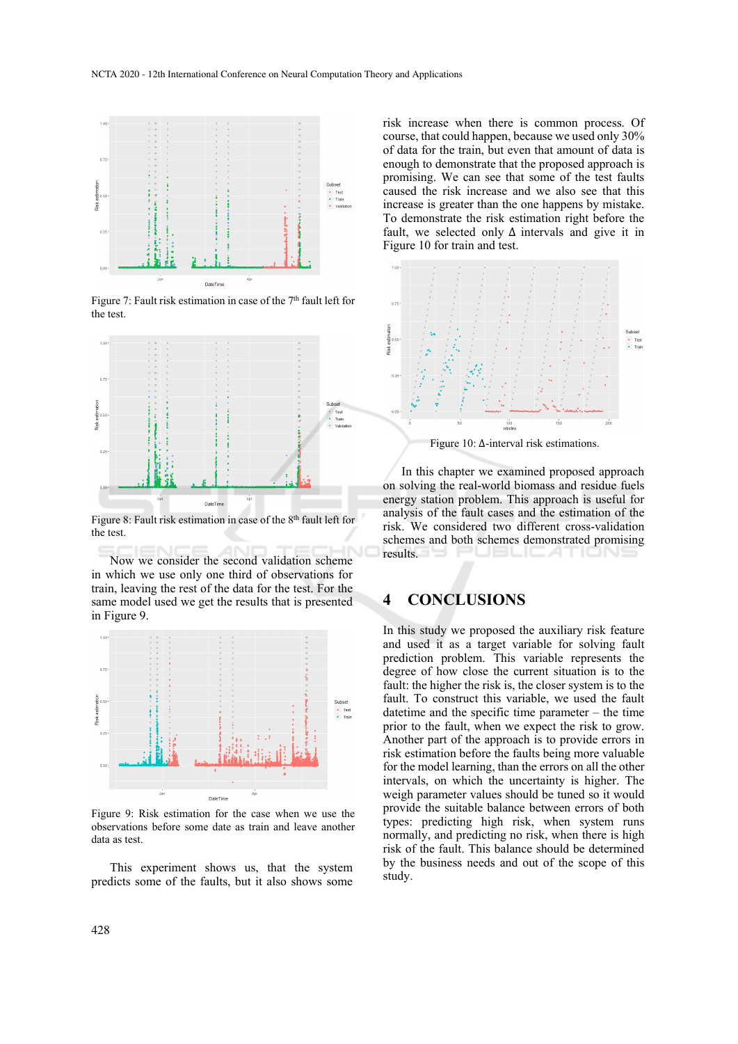Figure 7: Fault risk estimation in case of the 7th fault left for the test.

Figure 8: Fault risk estimation in case of the 8th fault left for the test.

Now we consider the second validation scheme in which we use only one third of observations for train, leaving the rest of the data for the test. For the same model used we get the results that is presented in Figure 9.

Figure 9: Risk estimation for the case when we use the observations before some date as train and leave another data as test.

This experiment shows us, that the system predicts some of the faults, but it also shows some risk increase when there is common process. Of course, that could happen, because we used only 30% of data for the train, but even that amount of data is enough to demonstrate that the proposed approach is promising. We can see that some of the test faults caused the risk increase and we also see that this increase is greater than the one happens by mistake. To demonstrate the risk estimation right before the fault, we selected only Δ intervals and give it in Figure 10 for train and test.

Figure 10: Δ-interval risk estimations.

In this chapter we examined proposed approach on solving the real-world biomass and residue fuels energy station problem. This approach is useful for analysis of the fault cases and the estimation of the risk. We considered two different cross-validation schemes and both schemes demonstrated promising results.

## 4 CONCLUSIONS

In this study we proposed the auxiliary risk feature and used it as a target variable for solving fault prediction problem. This variable represents the degree of how close the current situation is to the fault: the higher the risk is, the closer system is to the fault. To construct this variable, we used the fault datetime and the specific time parameter – the time prior to the fault, when we expect the risk to grow. Another part of the approach is to provide errors in risk estimation before the faults being more valuable for the model learning, than the errors on all the other intervals, on which the uncertainty is higher. The weigh parameter values should be tuned so it would provide the suitable balance between errors of both types: predicting high risk, when system runs normally, and predicting no risk, when there is high risk of the fault. This balance should be determined by the business needs and out of the scope of this study.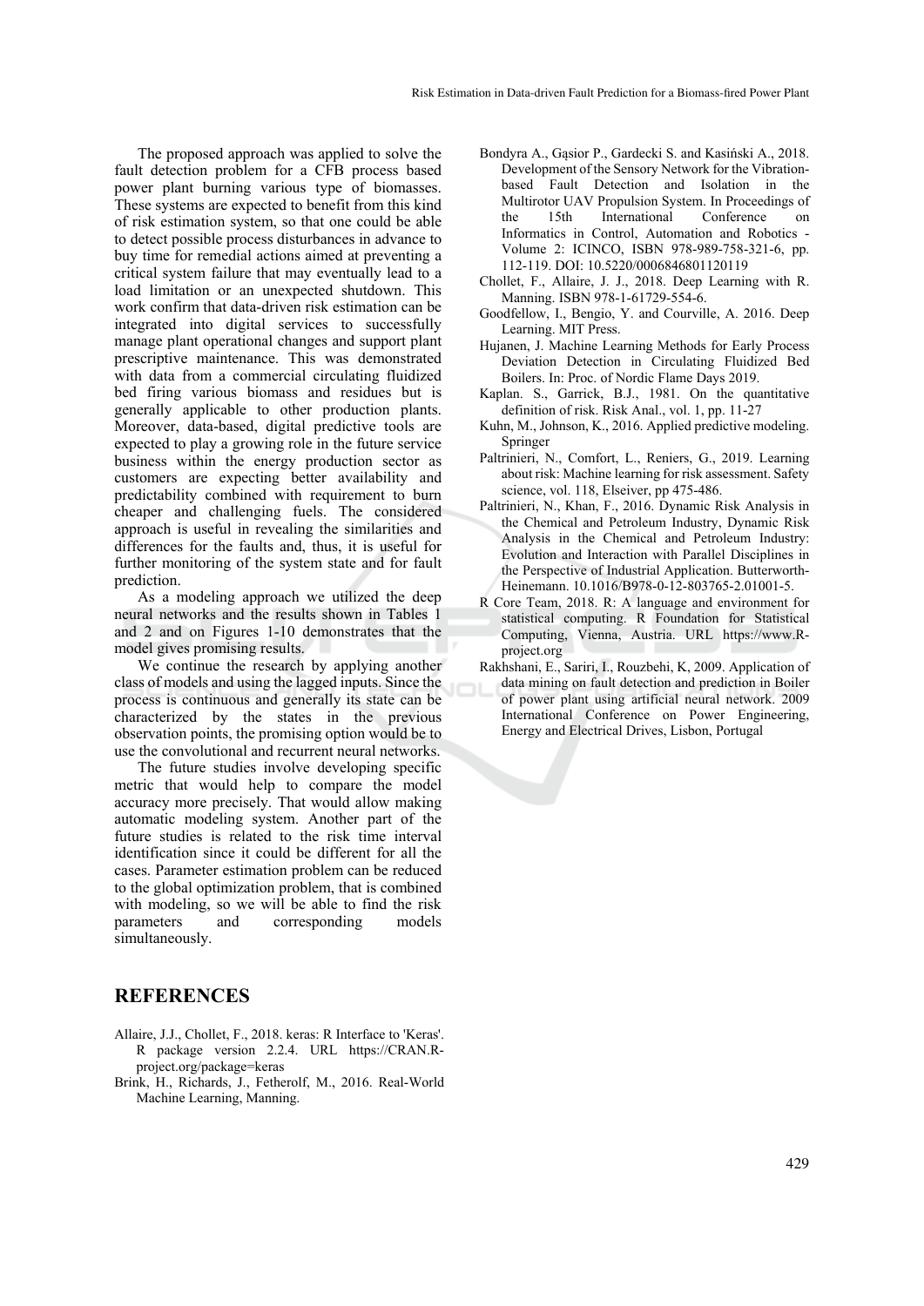The proposed approach was applied to solve the fault detection problem for a CFB process based power plant burning various type of biomasses. These systems are expected to benefit from this kind of risk estimation system, so that one could be able to detect possible process disturbances in advance to buy time for remedial actions aimed at preventing a critical system failure that may eventually lead to a load limitation or an unexpected shutdown. This work confirm that data-driven risk estimation can be integrated into digital services to successfully manage plant operational changes and support plant prescriptive maintenance. This was demonstrated with data from a commercial circulating fluidized bed firing various biomass and residues but is generally applicable to other production plants. Moreover, data-based, digital predictive tools are expected to play a growing role in the future service business within the energy production sector as customers are expecting better availability and predictability combined with requirement to burn cheaper and challenging fuels. The considered approach is useful in revealing the similarities and differences for the faults and, thus, it is useful for further monitoring of the system state and for fault prediction.

As a modeling approach we utilized the deep neural networks and the results shown in Tables 1 and 2 and on Figures 1-10 demonstrates that the model gives promising results.

We continue the research by applying another class of models and using the lagged inputs. Since the process is continuous and generally its state can be characterized by the states in the previous observation points, the promising option would be to use the convolutional and recurrent neural networks.

The future studies involve developing specific metric that would help to compare the model accuracy more precisely. That would allow making automatic modeling system. Another part of the future studies is related to the risk time interval identification since it could be different for all the cases. Parameter estimation problem can be reduced to the global optimization problem, that is combined with modeling, so we will be able to find the risk parameters and corresponding models simultaneously.

## REFERENCES

Allaire, J.J., Chollet, F., 2018. keras: R Interface to 'Keras'. R package version 2.2.4. URL https://CRAN.R-project.org/package=keras

Brink, H., Richards, J., Fetherolf, M., 2016. Real-World Machine Learning, Manning.

Bondyra A., Gąsior P., Gardecki S. and Kasiński A., 2018. Development of the Sensory Network for the Vibration-based Fault Detection and Isolation in the Multirotor UAV Propulsion System. In Proceedings of the 15th International Conference on Informatics in Control, Automation and Robotics - Volume 2: ICINCO, ISBN 978-989-758-321-6, pp. 112-119. DOI: 10.5220/0006846801120119

Chollet, F., Allaire, J. J., 2018. Deep Learning with R. Manning. ISBN 978-1-61729-554-6.

Goodfellow, I., Bengio, Y. and Courville, A. 2016. Deep Learning. MIT Press.

Hujanen, J. Machine Learning Methods for Early Process Deviation Detection in Circulating Fluidized Bed Boilers. In: Proc. of Nordic Flame Days 2019.

Kaplan. S., Garrick, B.J., 1981. On the quantitative definition of risk. Risk Anal., vol. 1, pp. 11-27

Kuhn, M., Johnson, K., 2016. Applied predictive modeling. Springer

Paltrinieri, N., Comfort, L., Reniers, G., 2019. Learning about risk: Machine learning for risk assessment. Safety science, vol. 118, Elseiver, pp 475-486.

Paltrinieri, N., Khan, F., 2016. Dynamic Risk Analysis in the Chemical and Petroleum Industry, Dynamic Risk Analysis in the Chemical and Petroleum Industry: Evolution and Interaction with Parallel Disciplines in the Perspective of Industrial Application. Butterworth-Heinemann. 10.1016/B978-0-12-803765-2.01001-5.

R Core Team, 2018. R: A language and environment for statistical computing. R Foundation for Statistical Computing, Vienna, Austria. URL https://www.R-project.org

Rakhshani, E., Sariri, I., Rouzbehi, K, 2009. Application of data mining on fault detection and prediction in Boiler of power plant using artificial neural network. 2009 International Conference on Power Engineering, Energy and Electrical Drives, Lisbon, Portugal